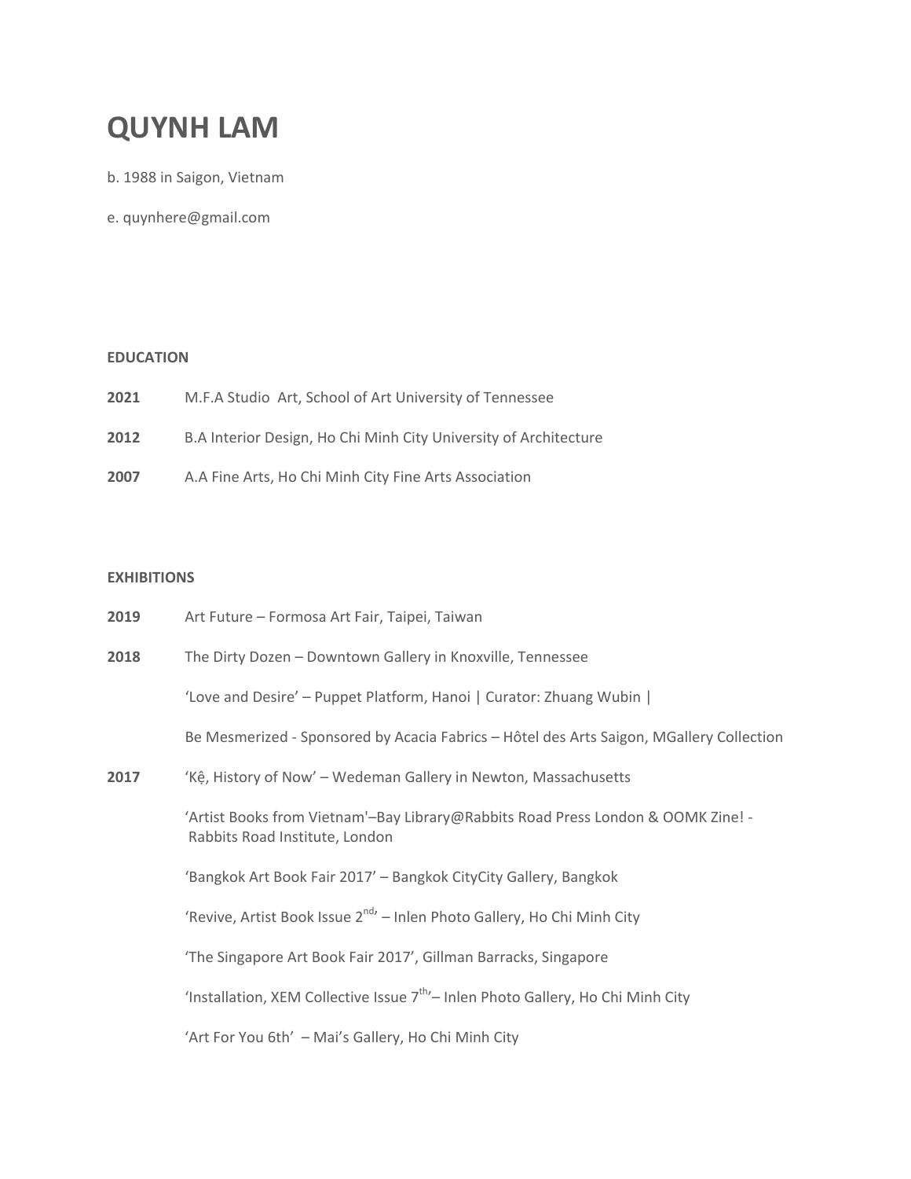# QUYNH LAM

b. 1988 in Saigon, Vietnam

e. quynhere@gmail.com

**EDUCATION**

**2021** M.F.A Studio Art, School of Art University of Tennessee

**2012** B.A Interior Design, Ho Chi Minh City University of Architecture

**2007** A.A Fine Arts, Ho Chi Minh City Fine Arts Association

**EXHIBITIONS**

**2019** Art Future – Formosa Art Fair, Taipei, Taiwan

**2018** The Dirty Dozen – Downtown Gallery in Knoxville, Tennessee

'Love and Desire' – Puppet Platform, Hanoi | Curator: Zhuang Wubin |

Be Mesmerized - Sponsored by Acacia Fabrics – Hôtel des Arts Saigon, MGallery Collection

**2017** 'Kệ, History of Now' – Wedeman Gallery in Newton, Massachusetts

'Artist Books from Vietnam'–Bay Library@Rabbits Road Press London & OOMK Zine! - Rabbits Road Institute, London

'Bangkok Art Book Fair 2017' – Bangkok CityCity Gallery, Bangkok

'Revive, Artist Book Issue 2nd' – Inlen Photo Gallery, Ho Chi Minh City

'The Singapore Art Book Fair 2017', Gillman Barracks, Singapore

'Installation, XEM Collective Issue 7th'– Inlen Photo Gallery, Ho Chi Minh City

'Art For You 6th' – Mai's Gallery, Ho Chi Minh City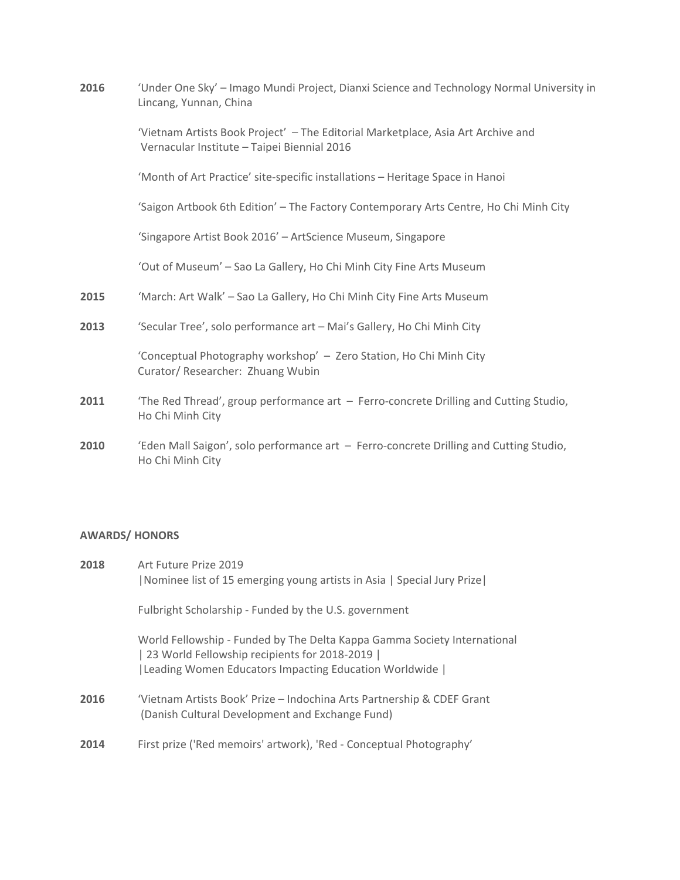**2016** 'Under One Sky' – Imago Mundi Project, Dianxi Science and Technology Normal University in Lincang, Yunnan, China

'Vietnam Artists Book Project' – The Editorial Marketplace, Asia Art Archive and Vernacular Institute – Taipei Biennial 2016

'Month of Art Practice' site-specific installations – Heritage Space in Hanoi

'Saigon Artbook 6th Edition' – The Factory Contemporary Arts Centre, Ho Chi Minh City

'Singapore Artist Book 2016' – ArtScience Museum, Singapore

'Out of Museum' – Sao La Gallery, Ho Chi Minh City Fine Arts Museum

**2015** 'March: Art Walk' – Sao La Gallery, Ho Chi Minh City Fine Arts Museum

**2013** 'Secular Tree', solo performance art – Mai's Gallery, Ho Chi Minh City

'Conceptual Photography workshop' – Zero Station, Ho Chi Minh City
Curator/ Researcher: Zhuang Wubin

**2011** 'The Red Thread', group performance art – Ferro-concrete Drilling and Cutting Studio, Ho Chi Minh City

**2010** 'Eden Mall Saigon', solo performance art – Ferro-concrete Drilling and Cutting Studio, Ho Chi Minh City

**AWARDS/ HONORS**

**2018** Art Future Prize 2019
|Nominee list of 15 emerging young artists in Asia | Special Jury Prize|

Fulbright Scholarship - Funded by the U.S. government

World Fellowship - Funded by The Delta Kappa Gamma Society International
| 23 World Fellowship recipients for 2018-2019 |
|Leading Women Educators Impacting Education Worldwide |

**2016** 'Vietnam Artists Book' Prize – Indochina Arts Partnership & CDEF Grant (Danish Cultural Development and Exchange Fund)

**2014** First prize ('Red memoirs' artwork), 'Red - Conceptual Photography'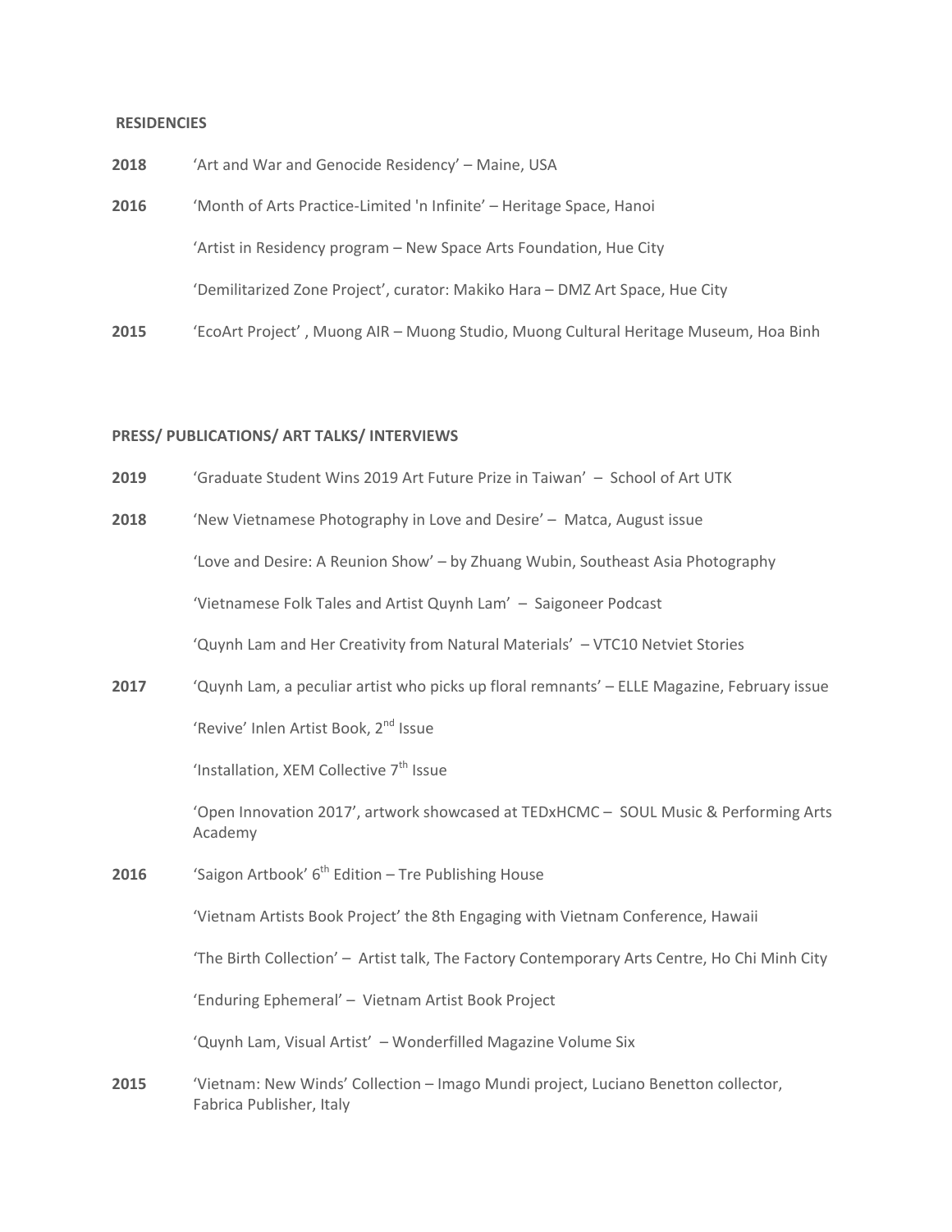## RESIDENCIES

**2018** 'Art and War and Genocide Residency' – Maine, USA

**2016** 'Month of Arts Practice-Limited 'n Infinite' – Heritage Space, Hanoi

'Artist in Residency program – New Space Arts Foundation, Hue City

'Demilitarized Zone Project', curator: Makiko Hara – DMZ Art Space, Hue City

**2015** 'EcoArt Project' , Muong AIR – Muong Studio, Muong Cultural Heritage Museum, Hoa Binh

## PRESS/ PUBLICATIONS/ ART TALKS/ INTERVIEWS

**2019** 'Graduate Student Wins 2019 Art Future Prize in Taiwan' – School of Art UTK

**2018** 'New Vietnamese Photography in Love and Desire' – Matca, August issue

'Love and Desire: A Reunion Show' – by Zhuang Wubin, Southeast Asia Photography

'Vietnamese Folk Tales and Artist Quynh Lam' – Saigoneer Podcast

'Quynh Lam and Her Creativity from Natural Materials' – VTC10 Netviet Stories

**2017** 'Quynh Lam, a peculiar artist who picks up floral remnants' – ELLE Magazine, February issue

'Revive' Inlen Artist Book, 2nd Issue

'Installation, XEM Collective 7th Issue

'Open Innovation 2017', artwork showcased at TEDxHCMC – SOUL Music & Performing Arts Academy

**2016** 'Saigon Artbook' 6th Edition – Tre Publishing House

'Vietnam Artists Book Project' the 8th Engaging with Vietnam Conference, Hawaii

'The Birth Collection' – Artist talk, The Factory Contemporary Arts Centre, Ho Chi Minh City

'Enduring Ephemeral' – Vietnam Artist Book Project

'Quynh Lam, Visual Artist' – Wonderfilled Magazine Volume Six

**2015** 'Vietnam: New Winds' Collection – Imago Mundi project, Luciano Benetton collector, Fabrica Publisher, Italy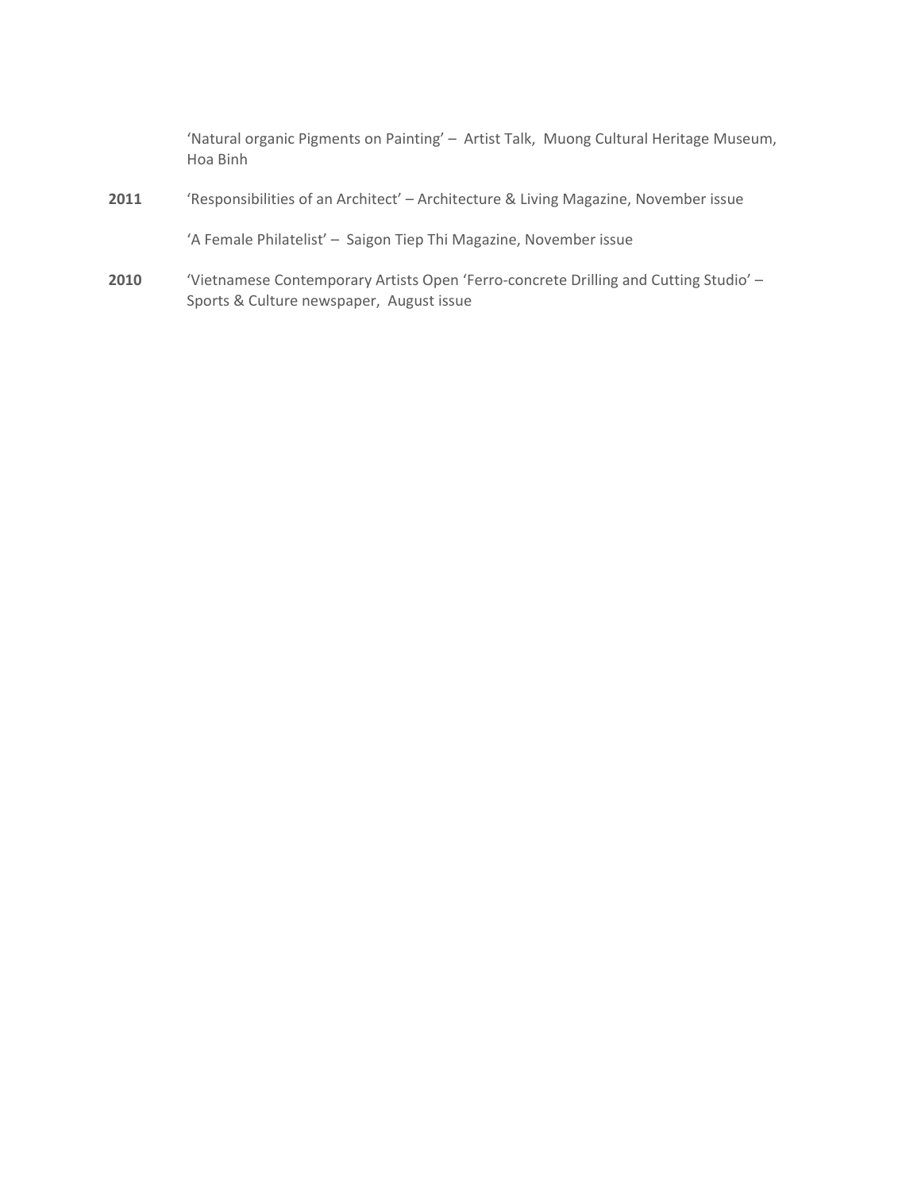'Natural organic Pigments on Painting' – Artist Talk, Muong Cultural Heritage Museum, Hoa Binh

**2011** 'Responsibilities of an Architect' – Architecture & Living Magazine, November issue

'A Female Philatelist' – Saigon Tiep Thi Magazine, November issue

**2010** 'Vietnamese Contemporary Artists Open 'Ferro-concrete Drilling and Cutting Studio' – Sports & Culture newspaper, August issue